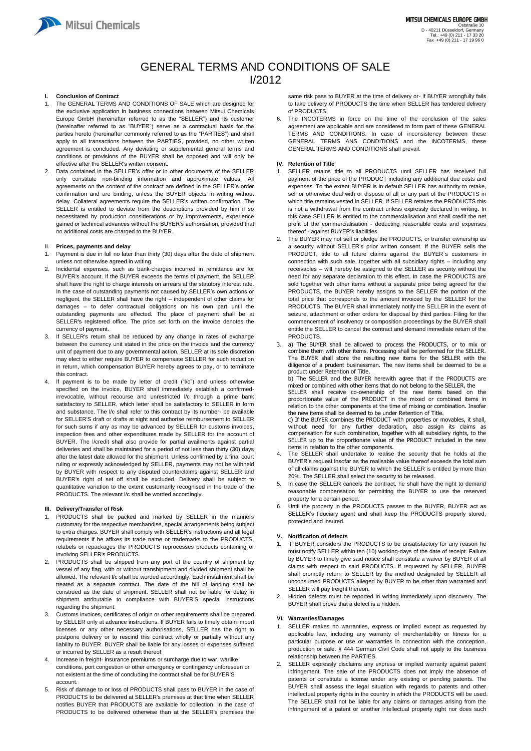MITSUI CHEMICALS EUROPE GMBH
Oststraße 10
D - 40211 Düsseldorf, Germany
Tel.: +49 (0) 211 - 17 33 20
Fax +49 (0) 211 - 17 19 96 0

# GENERAL TERMS AND CONDITIONS OF SALE I/2012

## I. Conclusion of Contract

1. The GENERAL TERMS AND CONDITIONS OF SALE which are designed for the exclusive application in business connections between Mitsui Chemicals Europe GmbH (hereinafter referred to as the "SELLER") and its customer (hereinafter referred to as "BUYER") serve as a contractual basis for the parties hereto (hereinafter commonly referred to as the "PARTIES") and shall apply to all transactions between the PARTIES, provided, no other written agreement is concluded. Any deviating or supplemental general terms and conditions or provisions of the BUYER shall be opposed and will only be effective after the SELLER's written consent.
2. Data contained in the SELLER's offer or in other documents of the SELLER only constitute non-binding information and approximate values. All agreements on the content of the contract are defined in the SELLER's order confirmation and are binding, unless the BUYER objects in writing without delay. Collateral agreements require the SELLER's written confirmation. The SELLER is entitled to deviate from the descriptions provided by him if so necessitated by production considerations or by improvements, experience gained or technical advances without the BUYER's authorisation, provided that no additional costs are charged to the BUYER.

## II. Prices, payments and delay

1. Payment is due in full no later than thirty (30) days after the date of shipment unless not otherwise agreed in writing.
2. Incidental expenses, such as bank-charges incurred in remittance are for BUYER's account. If the BUYER exceeds the terms of payment, the SELLER shall have the right to charge interests on arrears at the statutory interest rate. In the case of outstanding payments not caused by SELLER's own actions or negligent, the SELLER shall have the right – independent of other claims for damages – to defer contractual obligations on his own part until the outstanding payments are effected. The place of payment shall be at SELLER's registered office. The price set forth on the invoice denotes the currency of payment.
3. If SELLER's return shall be reduced by any change in rates of exchange between the currency unit stated in the price on the invoice and the currency unit of payment due to any governmental action, SELLER at its sole discretion may elect to either require BUYER to compensate SELLER for such reduction in return, which compensation BUYER hereby agrees to pay, or to terminate this contract.
4. If payment is to be made by letter of credit ("l/c") and unless otherwise specified on the invoice, BUYER shall immediately establish a confirmed-irrevocable, without recourse and unrestricted l/c through a prime bank satisfactory to SELLER, which letter shall be satisfactory to SELLER in form and substance. The l/c shall refer to this contract by its number- be available for SELLER'S draft or drafts at sight and authorise reimbursement to SELLER for such sums if any as may be advanced by SELLER for customs invoices, inspection fees and other expenditures made by SELLER for the account of BUYER. The l/credit shall also provide for partial availments against partial deliveries and shall be maintained for a period of not less than thirty (30) days after the latest date allowed for the shipment. Unless confirmed by a final court ruling or expressly acknowledged by SELLER, payments may not be withheld by BUYER with respect to any disputed counterclaims against SELLER and BUYER's right of set off shall be excluded. Delivery shall be subject to quantitative variation to the extent customarily recognised in the trade of the PRODUCTS. The relevant l/c shall be worded accordingly.

## III. Delivery/Transfer of Risk

1. PRODUCTS shall be packed and marked by SELLER in the manners customary for the respective merchandise, special arrangements being subject to extra charges. BUYER shall comply with SELLER's instructions and all legal requirements if he affixes its trade name or trademarks to the PRODUCTS, relabels or repackages the PRODUCTS reprocesses products containing or involving SELLER's PRODUCTS.
2. PRODUCTS shall be shipped from any port of the country of shipment by vessel of any flag, with or without transhipment and divided shipment shall be allowed. The relevant l/c shall be worded accordingly. Each instalment shall be treated as a separate contract. The date of the bill of landing shall be construed as the date of shipment. SELLER shall not be liable for delay in shipment attributable to compliance with BUYER'S special instructions regarding the shipment.
3. Customs invoices, certificates of origin or other requirements shall be prepared by SELLER only at advance instructions. If BUYER fails to timely obtain import licenses or any other necessary authorisations, SELLER has the right to postpone delivery or to rescind this contract wholly or partially without any liability to BUYER. BUYER shall be liable for any losses or expenses suffered or incurred by SELLER as a result thereof.
4. Increase in freight- insurance premiums or surcharge due to war, warlike conditions, port congestion or other emergency or contingency unforeseen or not existent at the time of concluding the contract shall be for BUYER'S account.
5. Risk of damage to or loss of PRODUCTS shall pass to BUYER in the case of PRODUCTS to be delivered at SELLER's premises at that time when SELLER notifies BUYER that PRODUCTS are available for collection. In the case of PRODUCTS to be delivered otherwise than at the SELLER's premises the same risk pass to BUYER at the time of delivery or- if BUYER wrongfully fails to take delivery of PRODUCTS the time when SELLER has tendered delivery of PRODUCTS.
6. The INCOTERMS in force on the time of the conclusion of the sales agreement are applicable and are considered to form part of these GENERAL TERMS AND CONDITIONS. In case of inconsistency between these GENERAL TERMS ANS CONDITIONS and the INCOTERMS, these GENERAL TERMS AND CONDITIONS shall prevail.

## IV. Retention of Title

1. SELLER retains title to all PRODUCTS until SELLER has received full payment of the price of the PRODUCT including any additional due costs and expenses. To the extent BUYER is in default SELLER has authority to retake, sell or otherwise deal with or dispose of all or any part of the PRODUCTS in which title remains vested in SELLER. If SELLER retakes the PRODUCTS this is not a withdrawal from the contract unless expressly declared in writing. In this case SELLER is entitled to the commercialisation and shall credit the net profit of the commercialisation - deducting reasonable costs and expenses thereof - against BUYER's liabilities.
2. The BUYER may not sell or pledge the PRODUCTS, or transfer ownership as a security without SELLER's prior written consent. If the BUYER sells the PRODUCT, title to all future claims against the BUYER´s customers in connection with such sale, together with all subsidiary rights – including any receivables – will hereby be assigned to the SELLER as security without the need for any separate declaration to this effect. In case the PRODUCTS are sold together with other items without a separate price being agreed for the PRODUCTS, the BUYER hereby assigns to the SELLER the portion of the total price that corresponds to the amount invoiced by the SELLER for the RRODUCTS. The BUYER shall immediately notify the SELLER in the event of seizure, attachment or other orders for disposal by third parties. Filing for the commencement of insolvency or composition proceedings by the BUYER shall entitle the SELLER to cancel the contract and demand immediate return of the PRODUCTS.
3. a) The BUYER shall be allowed to process the PRODUCTS, or to mix or combine them with other items. Processing shall be performed for the SELLER. The BUYER shall store the resulting new items for the SELLER with the diligence of a prudent businessman. The new items shall be deemed to be a product under Retention of Title.

   b) The SELLER and the BUYER herewith agree that if the PRODUCTS are mixed or combined with other items that do not belong to the SELLER, the SELLER shall receive co-ownership of the new items based on the proportionate value of the PRODUCT in the mixed or combined items in relation to the other components at the time of mixing or combination. Insofar the new items shall be deemed to be under Retention of Title.

   c) If the BUYER combines the PRODUCT with properties or movables, it shall, without need for any further declaration, also assign its claims as compensation for such combination, together with all subsidiary rights, to the SELLER up to the proportionate value of the PRODUCT included in the new items in relation to the other components.
4. The SELLER shall undertake to realise the security that he holds at the BUYER's request insofar as the realisable value thereof exceeds the total sum of all claims against the BUYER to which the SELLER is entitled by more than 20%. The SELLER shall select the security to be released.
5. In case the SELLER cancels the contract, he shall have the right to demand reasonable compensation for permitting the BUYER to use the reserved property for a certain period.
6. Until the property in the PRODUCTS passes to the BUYER, BUYER act as SELLER's fiduciary agent and shall keep the PRODUCTS properly stored, protected and insured.

## V. Notification of defects

1. If BUYER considers the PRODUCTS to be unsatisfactory for any reason he must notify SELLER within ten (10) working-days of the date of receipt. Failure by BUYER to timely give said notice shall constitute a waiver by BUYER of all claims with respect to said PRODUCTS. If requested by SELLER, BUYER shall promptly return to SELLER by the method designated by SELLER all unconsumed PRODUCTS alleged by BUYER to be other than warranted and SELLER will pay freight thereon.
2. Hidden defects must be reported in writing immediately upon discovery. The BUYER shall prove that a defect is a hidden.

## VI. Warranties/Damages

1. SELLER makes no warranties, express or implied except as requested by applicable law, including any warranty of merchantability or fitness for a particular purpose or use or warranties in connection with the conception, production or sale. § 444 German Civil Code shall not apply to the business relationship between the PARTIES.
2. SELLER expressly disclaims any express or implied warranty against patent infringement. The sale of the PRODUCTS does not imply the absence of patents or constitute a license under any existing or pending patents. The BUYER shall assess the legal situation with regards to patents and other intellectual property rights in the country in which the PRODUCTS will be used. The SELLER shall not be liable for any claims or damages arising from the infringement of a patent or another intellectual property right nor does such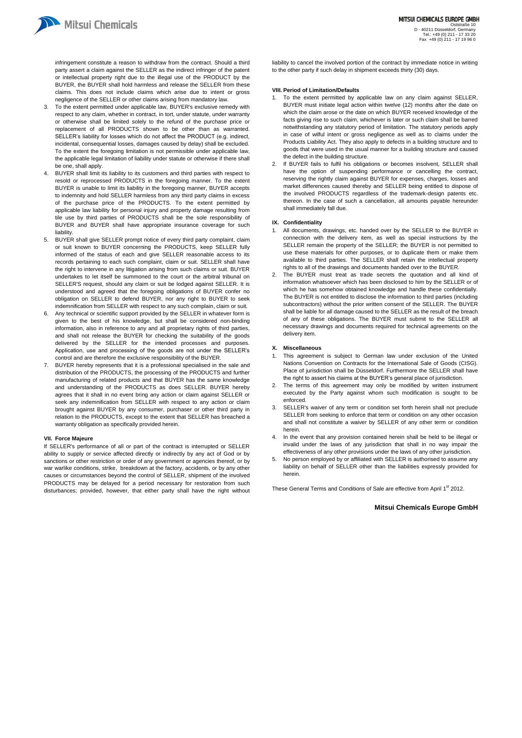infringement constitute a reason to withdraw from the contract. Should a third party assert a claim against the SELLER as the indirect infringer of the patent or intellectual property right due to the illegal use of the PRODUCT by the BUYER, the BUYER shall hold harmless and release the SELLER from these claims. This does not include claims which arise due to intent or gross negligence of the SELLER or other claims arising from mandatory law.

3. To the extent permitted under applicable law, BUYER's exclusive remedy with respect to any claim, whether in contract, in tort, under statute, under warranty or otherwise shall be limited solely to the refund of the purchase price or replacement of all PRODUCTS shown to be other than as warranted. SELLER's liability for losses which do not affect the PRODUCT (e.g. indirect, incidental, consequential losses, damages caused by delay) shall be excluded. To the extent the foregoing limitation is not permissible under applicable law, the applicable legal limitation of liability under statute or otherwise if there shall be one, shall apply.
4. BUYER shall limit its liability to its customers and third parties with respect to resold or reprocessed PRODUCTS in the foregoing manner. To the extent BUYER is unable to limit its liability in the foregoing manner, BUYER accepts to indemnity and hold SELLER harmless from any third party claims in excess of the purchase price of the PRODUCTS. To the extent permitted by applicable law liability for personal injury and property damage resulting from tile use by third parties of PRODUCTS shall be the sole responsibility of BUYER and BUYER shall have appropriate insurance coverage for such liability.
5. BUYER shall give SELLER prompt notice of every third party complaint, claim or suit known to BUYER concerning the PRODUCTS, keep SELLER fully informed of the status of each and give SELLER reasonable access to its records pertaining to each such complaint, claim or suit. SELLER shall have the right to intervene in any litigation arising from such claims or suit. BUYER undertakes to let itself be summoned to the court or the arbitral tribunal on SELLER'S request, should any claim or suit be lodged against SELLER. It is understood and agreed that the foregoing obligations of BUYER confer no obligation on SELLER to defend BUYER, nor any right to BUYER to seek indemnification from SELLER with respect to any such complain, claim or suit.
6. Any technical or scientific support provided by the SELLER in whatever form is given to the best of his knowledge, but shall be considered non-binding information, also in reference to any and all proprietary rights of third parties, and shall not release the BUYER for checking the suitability of the goods delivered by the SELLER for the intended processes and purposes. Application, use and processing of the goods are not under the SELLER's control and are therefore the exclusive responsibility of the BUYER.
7. BUYER hereby represents that it is a professional specialised in the sale and distribution of the PRODUCTS, the processing of the PRODUCTS and further manufacturing of related products and that BUYER has the same knowledge and understanding of the PRODUCTS as does SELLER. BUYER hereby agrees that it shall in no event bring any action or claim against SELLER or seek any indemnification from SELLER with respect to any action or claim brought against BUYER by any consumer, purchaser or other third party in relation to the PRODUCTS, except to the extent that SELLER has breached a warranty obligation as specifically provided herein.

#### VII. Force Majeure

If SELLER's performance of all or part of the contract is interrupted or SELLER ability to supply or service affected directly or indirectly by any act of God or by sanctions or other restriction or order of any government or agencies thereof, or by war warlike conditions, strike, breakdown at the factory, accidents, or by any other causes or circumstances beyond the control of SELLER, shipment of the involved PRODUCTS may be delayed for a period necessary for restoration from such disturbances; provided, however, that either party shall have the right without liability to cancel the involved portion of the contract by immediate notice in writing to the other party if such delay in shipment exceeds thirty (30) days.

#### VIII. Period of Limitation/Defaults

1. To the extent permitted by applicable law on any claim against SELLER, BUYER must initiate legal action within twelve (12) months after the date on which the claim arose or the date on which BUYER received knowledge of the facts giving rise to such claim, whichever is later or such claim shall be barred notwithstanding any statutory period of limitation. The statutory periods apply in case of wilful intent or gross negligence as well as to claims under the Products Liability Act. They also apply to defects in a building structure and to goods that were used in the usual manner for a building structure and caused the defect in the building structure.
2. If BUYER fails to fulfil his obligations or becomes insolvent, SELLER shall have the option of suspending performance or cancelling the contract, reserving the rightly claim against BUYER for expenses, charges, losses and market differences caused thereby and SELLER being entitled to dispose of the involved PRODUCTS regardless of the trademark-design patents etc. thereon. In the case of such a cancellation, all amounts payable hereunder shall immediately fall due.

#### IX. Confidentiality

1. All documents, drawings, etc. handed over by the SELLER to the BUYER in connection with the delivery item, as well as special instructions by the SELLER remain the property of the SELLER; the BUYER is not permitted to use these materials for other purposes, or to duplicate them or make them available to third parties. The SELLER shall retain the intellectual property rights to all of the drawings and documents handed over to the BUYER.
2. The BUYER must treat as trade secrets the quotation and all kind of information whatsoever which has been disclosed to him by the SELLER or of which he has somehow obtained knowledge and handle these confidentially. The BUYER is not entitled to disclose the information to third parties (including subcontractors) without the prior written consent of the SELLER. The BUYER shall be liable for all damage caused to the SELLER as the result of the breach of any of these obligations. The BUYER must submit to the SELLER all necessary drawings and documents required for technical agreements on the delivery item.

#### X. Miscellaneous

1. This agreement is subject to German law under exclusion of the United Nations Convention on Contracts for the International Sale of Goods (CISG). Place of jurisdiction shall be Düsseldorf. Furthermore the SELLER shall have the right to assert his claims at the BUYER's general place of jurisdiction.
2. The terms of this agreement may only be modified by written instrument executed by the Party against whom such modification is sought to be enforced.
3. SELLER's waiver of any term or condition set forth herein shall not preclude SELLER from seeking to enforce that term or condition on any other occasion and shall not constitute a waiver by SELLER of any other term or condition herein.
4. In the event that any provision contained herein shall be held to be illegal or invalid under the laws of any jurisdiction that shall in no way impair the effectiveness of any other provisions under the laws of any other jurisdiction.
5. No person employed by or affiliated with SELLER is authorised to assume any liability on behalf of SELLER other than the liabilities expressly provided for herein.

These General Terms and Conditions of Sale are effective from April 1st 2012.

**Mitsui Chemicals Europe GmbH**